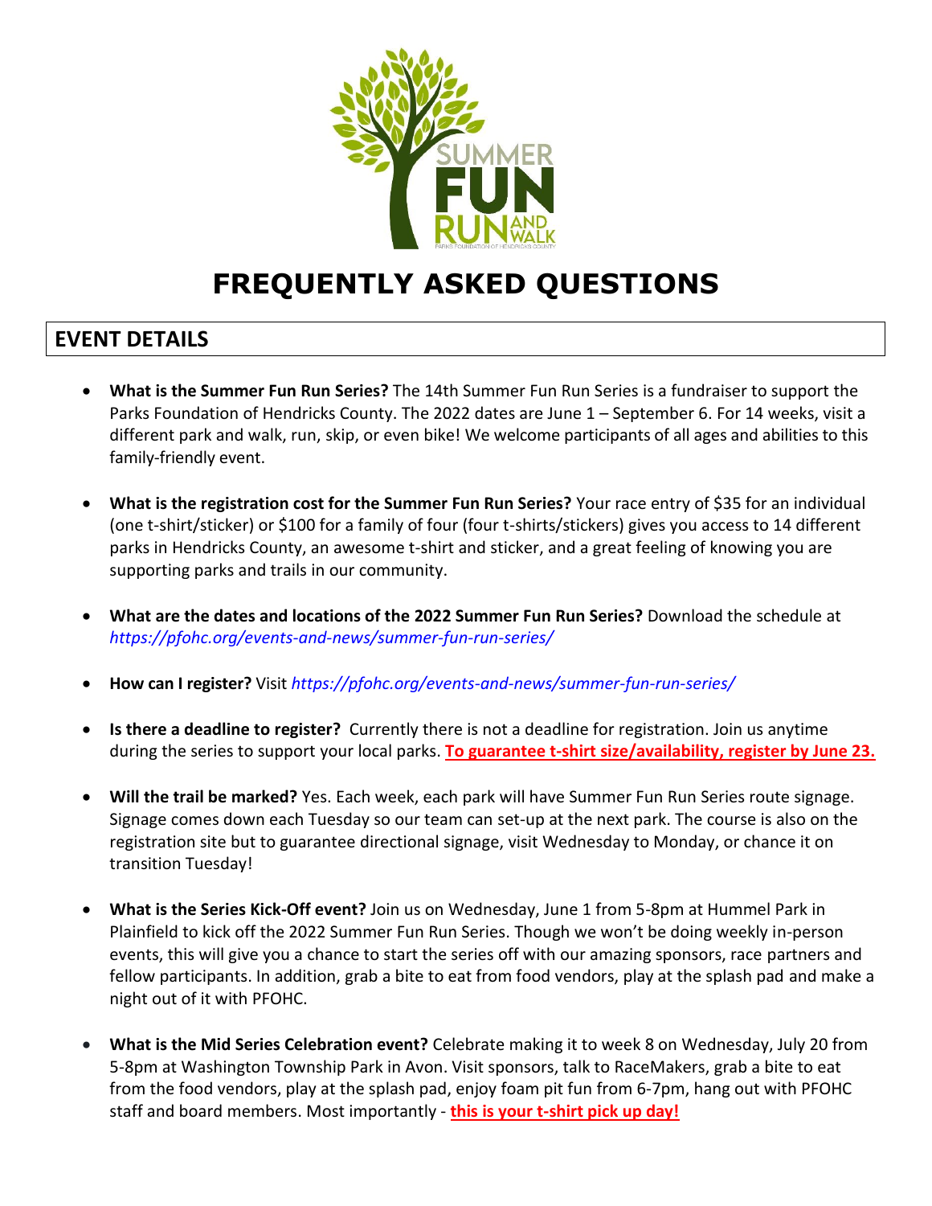# FREQUENTLY ASKED QUESTIONS

## EVENT DETAILS

- **What is the Summer Fun Run Series?** The 14th Summer Fun Run Series is a fundraiser to support the Parks Foundation of Hendricks County. The 2022 dates are June 1 – September 6. For 14 weeks, visit a different park and walk, run, skip, or even bike! We welcome participants of all ages and abilities to this family-friendly event.

- **What is the registration cost for the Summer Fun Run Series?** Your race entry of $35 for an individual (one t-shirt/sticker) or $100 for a family of four (four t-shirts/stickers) gives you access to 14 different parks in Hendricks County, an awesome t-shirt and sticker, and a great feeling of knowing you are supporting parks and trails in our community.

- **What are the dates and locations of the 2022 Summer Fun Run Series?** Download the schedule at *https://pfohc.org/events-and-news/summer-fun-run-series/*

- **How can I register?** Visit *https://pfohc.org/events-and-news/summer-fun-run-series/*

- **Is there a deadline to register?** Currently there is not a deadline for registration. Join us anytime during the series to support your local parks. **To guarantee t-shirt size/availability, register by June 23.**

- **Will the trail be marked?** Yes. Each week, each park will have Summer Fun Run Series route signage. Signage comes down each Tuesday so our team can set-up at the next park. The course is also on the registration site but to guarantee directional signage, visit Wednesday to Monday, or chance it on transition Tuesday!

- **What is the Series Kick-Off event?** Join us on Wednesday, June 1 from 5-8pm at Hummel Park in Plainfield to kick off the 2022 Summer Fun Run Series. Though we won't be doing weekly in-person events, this will give you a chance to start the series off with our amazing sponsors, race partners and fellow participants. In addition, grab a bite to eat from food vendors, play at the splash pad and make a night out of it with PFOHC.

- **What is the Mid Series Celebration event?** Celebrate making it to week 8 on Wednesday, July 20 from 5-8pm at Washington Township Park in Avon. Visit sponsors, talk to RaceMakers, grab a bite to eat from the food vendors, play at the splash pad, enjoy foam pit fun from 6-7pm, hang out with PFOHC staff and board members. Most importantly - **this is your t-shirt pick up day!**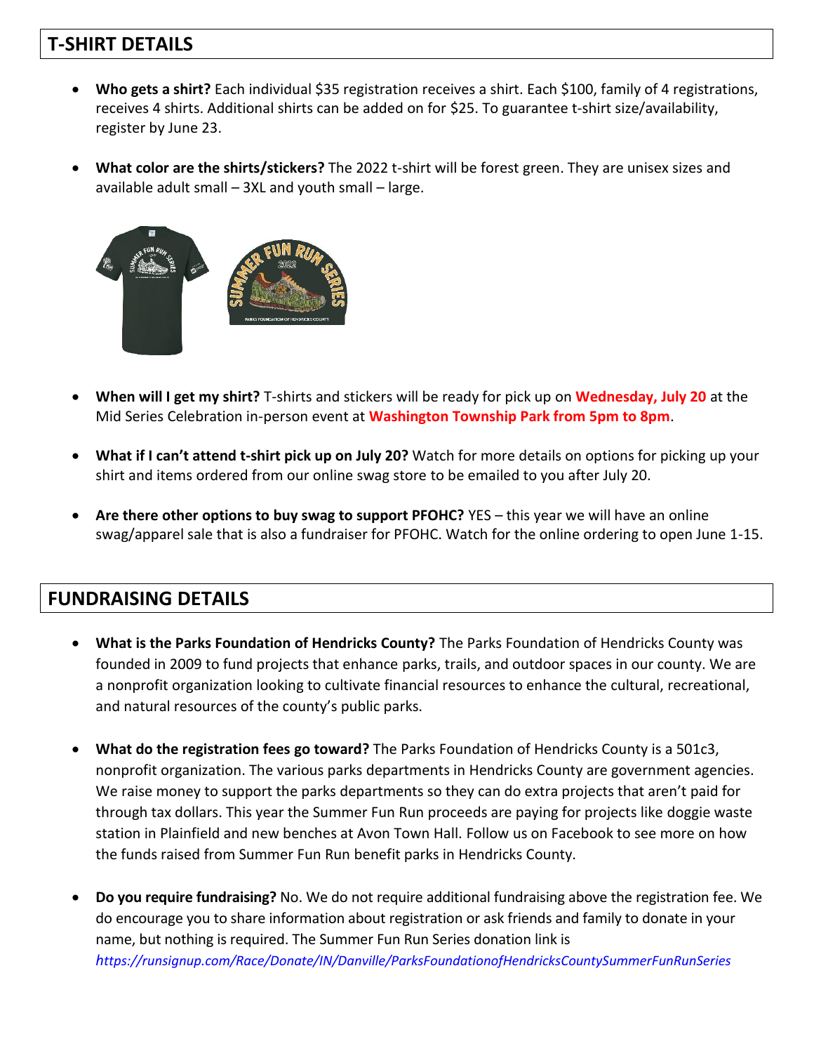## T-SHIRT DETAILS

- **Who gets a shirt?** Each individual $35 registration receives a shirt. Each $100, family of 4 registrations, receives 4 shirts. Additional shirts can be added on for $25. To guarantee t-shirt size/availability, register by June 23.
- **What color are the shirts/stickers?** The 2022 t-shirt will be forest green. They are unisex sizes and available adult small – 3XL and youth small – large.
- **When will I get my shirt?** T-shirts and stickers will be ready for pick up on **Wednesday, July 20** at the Mid Series Celebration in-person event at **Washington Township Park from 5pm to 8pm**.
- **What if I can't attend t-shirt pick up on July 20?** Watch for more details on options for picking up your shirt and items ordered from our online swag store to be emailed to you after July 20.
- **Are there other options to buy swag to support PFOHC?** YES – this year we will have an online swag/apparel sale that is also a fundraiser for PFOHC. Watch for the online ordering to open June 1-15.

## FUNDRAISING DETAILS

- **What is the Parks Foundation of Hendricks County?** The Parks Foundation of Hendricks County was founded in 2009 to fund projects that enhance parks, trails, and outdoor spaces in our county. We are a nonprofit organization looking to cultivate financial resources to enhance the cultural, recreational, and natural resources of the county's public parks.
- **What do the registration fees go toward?** The Parks Foundation of Hendricks County is a 501c3, nonprofit organization. The various parks departments in Hendricks County are government agencies. We raise money to support the parks departments so they can do extra projects that aren't paid for through tax dollars. This year the Summer Fun Run proceeds are paying for projects like doggie waste station in Plainfield and new benches at Avon Town Hall. Follow us on Facebook to see more on how the funds raised from Summer Fun Run benefit parks in Hendricks County.
- **Do you require fundraising?** No. We do not require additional fundraising above the registration fee. We do encourage you to share information about registration or ask friends and family to donate in your name, but nothing is required. The Summer Fun Run Series donation link is *https://runsignup.com/Race/Donate/IN/Danville/ParksFoundationofHendricksCountySummerFunRunSeries*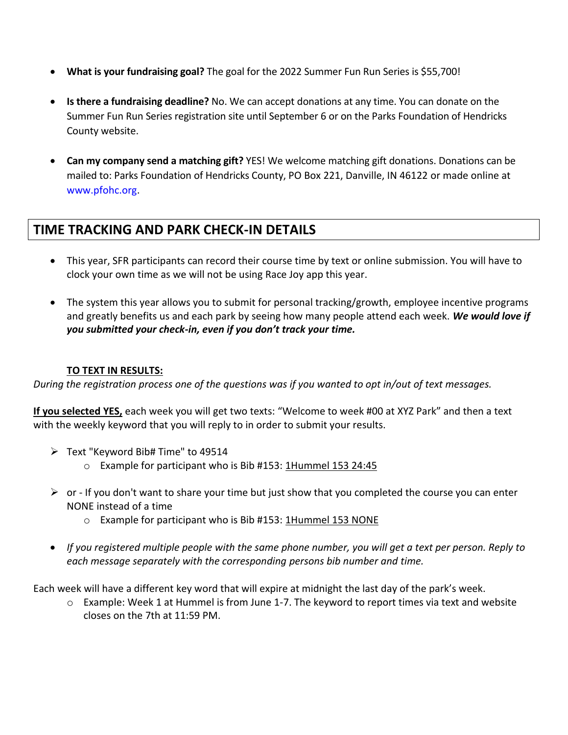- **What is your fundraising goal?** The goal for the 2022 Summer Fun Run Series is $55,700!

- **Is there a fundraising deadline?** No. We can accept donations at any time. You can donate on the Summer Fun Run Series registration site until September 6 or on the Parks Foundation of Hendricks County website.

- **Can my company send a matching gift?** YES! We welcome matching gift donations. Donations can be mailed to: Parks Foundation of Hendricks County, PO Box 221, Danville, IN 46122 or made online at www.pfohc.org.

## TIME TRACKING AND PARK CHECK-IN DETAILS

- This year, SFR participants can record their course time by text or online submission. You will have to clock your own time as we will not be using Race Joy app this year.

- The system this year allows you to submit for personal tracking/growth, employee incentive programs and greatly benefits us and each park by seeing how many people attend each week. ***We would love if you submitted your check-in, even if you don't track your time.***

### TO TEXT IN RESULTS:

*During the registration process one of the questions was if you wanted to opt in/out of text messages.*

**If you selected YES,** each week you will get two texts: "Welcome to week #00 at XYZ Park" and then a text with the weekly keyword that you will reply to in order to submit your results.

- Text "Keyword Bib# Time" to 49514
  - Example for participant who is Bib #153: 1Hummel 153 24:45

- or - If you don't want to share your time but just show that you completed the course you can enter NONE instead of a time
  - Example for participant who is Bib #153: 1Hummel 153 NONE

- *If you registered multiple people with the same phone number, you will get a text per person. Reply to each message separately with the corresponding persons bib number and time.*

Each week will have a different key word that will expire at midnight the last day of the park's week.

- Example: Week 1 at Hummel is from June 1-7. The keyword to report times via text and website closes on the 7th at 11:59 PM.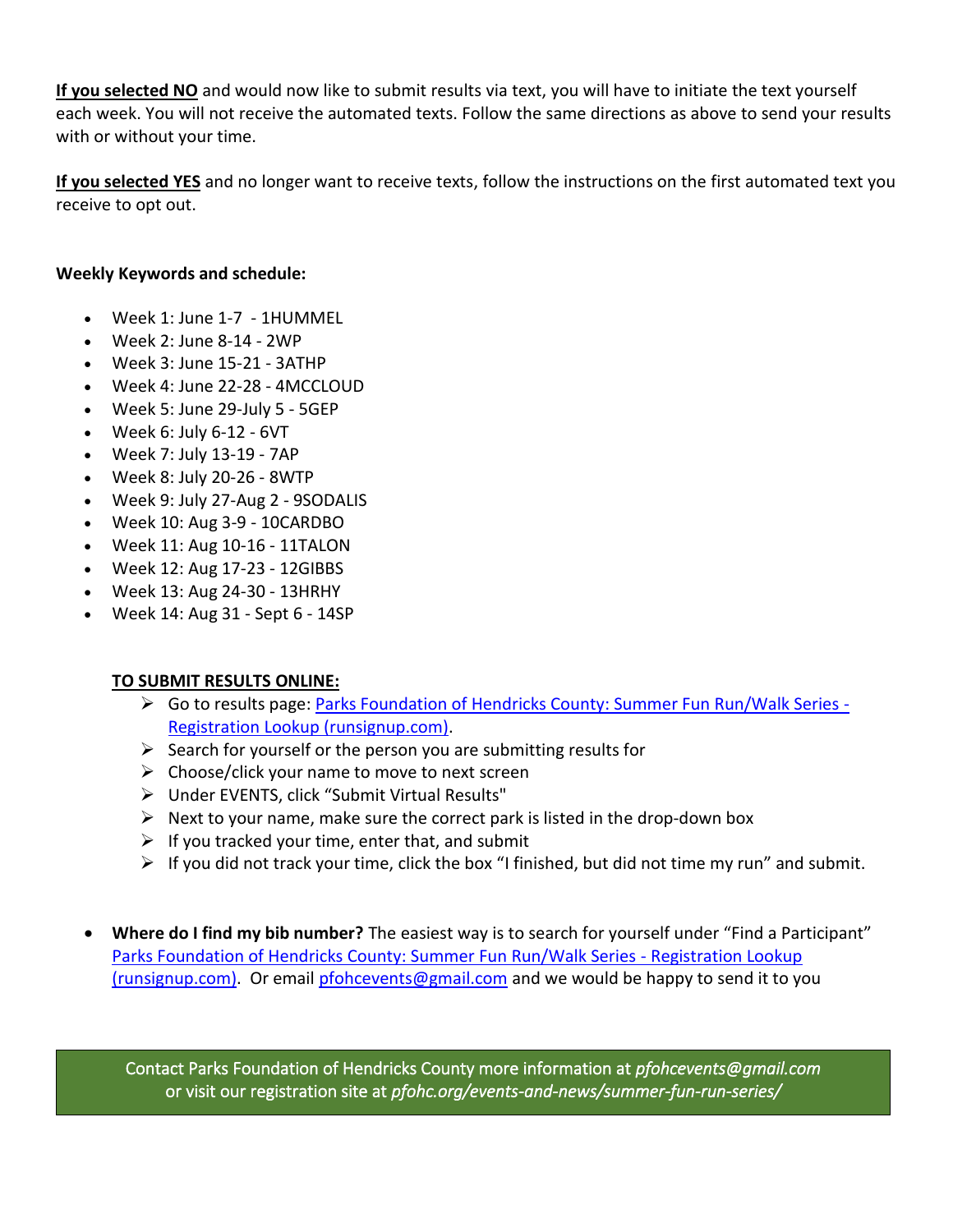**If you selected NO** and would now like to submit results via text, you will have to initiate the text yourself each week. You will not receive the automated texts. Follow the same directions as above to send your results with or without your time.

**If you selected YES** and no longer want to receive texts, follow the instructions on the first automated text you receive to opt out.

**Weekly Keywords and schedule:**

- Week 1: June 1-7 - 1HUMMEL
- Week 2: June 8-14 - 2WP
- Week 3: June 15-21 - 3ATHP
- Week 4: June 22-28 - 4MCCLOUD
- Week 5: June 29-July 5 - 5GEP
- Week 6: July 6-12 - 6VT
- Week 7: July 13-19 - 7AP
- Week 8: July 20-26 - 8WTP
- Week 9: July 27-Aug 2 - 9SODALIS
- Week 10: Aug 3-9 - 10CARDBO
- Week 11: Aug 10-16 - 11TALON
- Week 12: Aug 17-23 - 12GIBBS
- Week 13: Aug 24-30 - 13HRHY
- Week 14: Aug 31 - Sept 6 - 14SP

**TO SUBMIT RESULTS ONLINE:**

- Go to results page: Parks Foundation of Hendricks County: Summer Fun Run/Walk Series - Registration Lookup (runsignup.com).
- Search for yourself or the person you are submitting results for
- Choose/click your name to move to next screen
- Under EVENTS, click "Submit Virtual Results"
- Next to your name, make sure the correct park is listed in the drop-down box
- If you tracked your time, enter that, and submit
- If you did not track your time, click the box "I finished, but did not time my run" and submit.

- **Where do I find my bib number?** The easiest way is to search for yourself under "Find a Participant" Parks Foundation of Hendricks County: Summer Fun Run/Walk Series - Registration Lookup (runsignup.com). Or email pfohcevents@gmail.com and we would be happy to send it to you

Contact Parks Foundation of Hendricks County more information at *pfohcevents@gmail.com* or visit our registration site at *pfohc.org/events-and-news/summer-fun-run-series/*